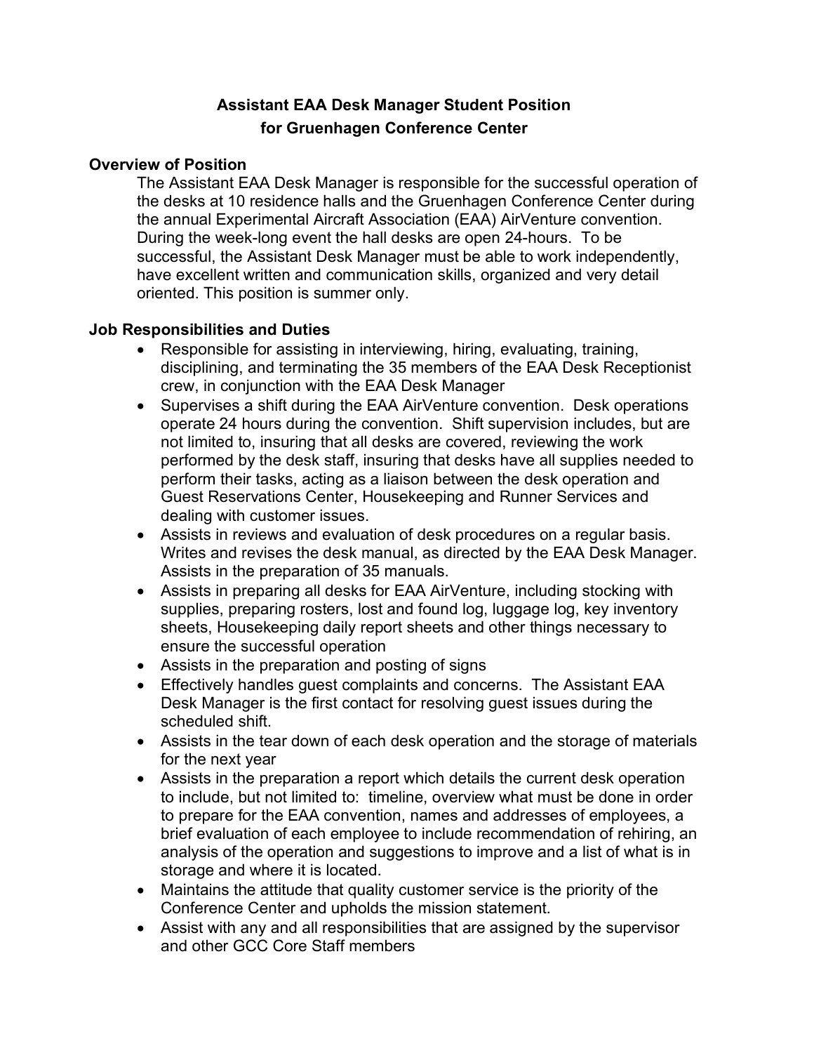# Assistant EAA Desk Manager Student Position
# for Gruenhagen Conference Center

## Overview of Position

The Assistant EAA Desk Manager is responsible for the successful operation of the desks at 10 residence halls and the Gruenhagen Conference Center during the annual Experimental Aircraft Association (EAA) AirVenture convention. During the week-long event the hall desks are open 24-hours. To be successful, the Assistant Desk Manager must be able to work independently, have excellent written and communication skills, organized and very detail oriented. This position is summer only.

## Job Responsibilities and Duties

- Responsible for assisting in interviewing, hiring, evaluating, training, disciplining, and terminating the 35 members of the EAA Desk Receptionist crew, in conjunction with the EAA Desk Manager
- Supervises a shift during the EAA AirVenture convention. Desk operations operate 24 hours during the convention. Shift supervision includes, but are not limited to, insuring that all desks are covered, reviewing the work performed by the desk staff, insuring that desks have all supplies needed to perform their tasks, acting as a liaison between the desk operation and Guest Reservations Center, Housekeeping and Runner Services and dealing with customer issues.
- Assists in reviews and evaluation of desk procedures on a regular basis. Writes and revises the desk manual, as directed by the EAA Desk Manager. Assists in the preparation of 35 manuals.
- Assists in preparing all desks for EAA AirVenture, including stocking with supplies, preparing rosters, lost and found log, luggage log, key inventory sheets, Housekeeping daily report sheets and other things necessary to ensure the successful operation
- Assists in the preparation and posting of signs
- Effectively handles guest complaints and concerns. The Assistant EAA Desk Manager is the first contact for resolving guest issues during the scheduled shift.
- Assists in the tear down of each desk operation and the storage of materials for the next year
- Assists in the preparation a report which details the current desk operation to include, but not limited to: timeline, overview what must be done in order to prepare for the EAA convention, names and addresses of employees, a brief evaluation of each employee to include recommendation of rehiring, an analysis of the operation and suggestions to improve and a list of what is in storage and where it is located.
- Maintains the attitude that quality customer service is the priority of the Conference Center and upholds the mission statement.
- Assist with any and all responsibilities that are assigned by the supervisor and other GCC Core Staff members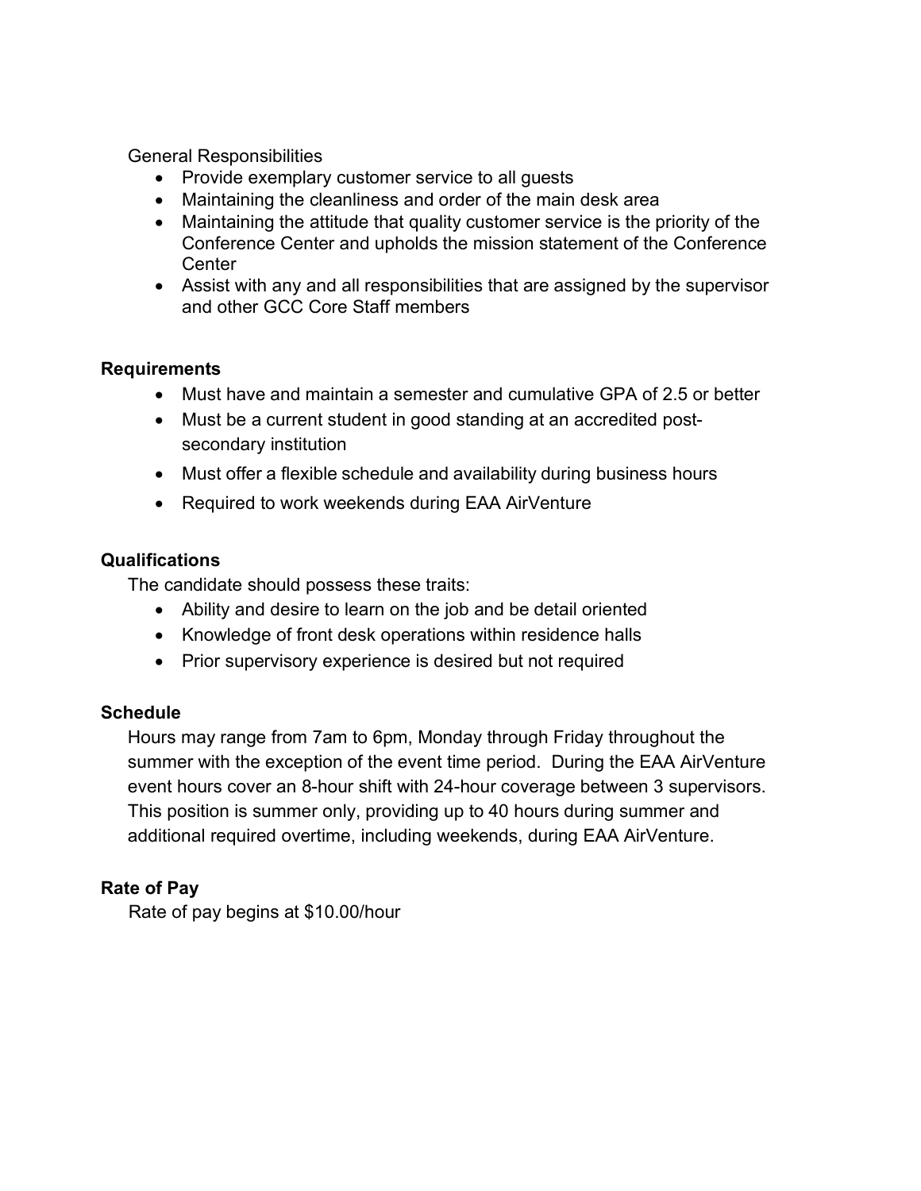General Responsibilities

- Provide exemplary customer service to all guests
- Maintaining the cleanliness and order of the main desk area
- Maintaining the attitude that quality customer service is the priority of the Conference Center and upholds the mission statement of the Conference Center
- Assist with any and all responsibilities that are assigned by the supervisor and other GCC Core Staff members

**Requirements**

- Must have and maintain a semester and cumulative GPA of 2.5 or better
- Must be a current student in good standing at an accredited post-secondary institution
- Must offer a flexible schedule and availability during business hours
- Required to work weekends during EAA AirVenture

**Qualifications**

The candidate should possess these traits:

- Ability and desire to learn on the job and be detail oriented
- Knowledge of front desk operations within residence halls
- Prior supervisory experience is desired but not required

**Schedule**

Hours may range from 7am to 6pm, Monday through Friday throughout the summer with the exception of the event time period. During the EAA AirVenture event hours cover an 8-hour shift with 24-hour coverage between 3 supervisors. This position is summer only, providing up to 40 hours during summer and additional required overtime, including weekends, during EAA AirVenture.

**Rate of Pay**

Rate of pay begins at $10.00/hour